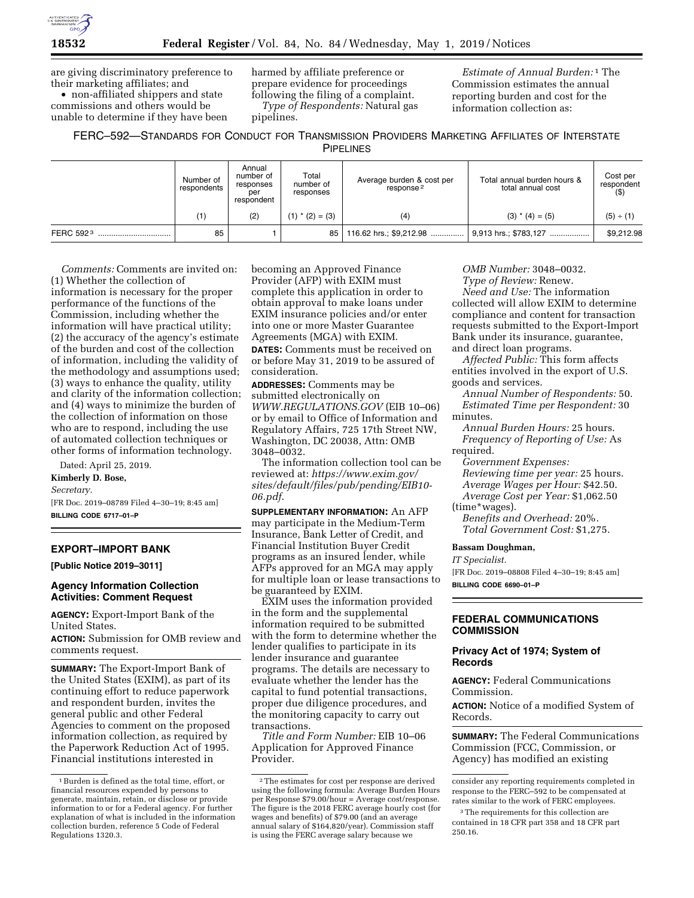are giving discriminatory preference to their marketing affiliates; and

- non-affiliated shippers and state commissions and others would be unable to determine if they have been harmed by affiliate preference or prepare evidence for proceedings following the filing of a complaint.

*Type of Respondents:* Natural gas pipelines.

*Estimate of Annual Burden:* [1] The Commission estimates the annual reporting burden and cost for the information collection as:

FERC–592—STANDARDS FOR CONDUCT FOR TRANSMISSION PROVIDERS MARKETING AFFILIATES OF INTERSTATE PIPELINES

| | Number of respondents | Annual number of responses per respondent | Total number of responses | Average burden & cost per response [2] | Total annual burden hours & total annual cost | Cost per respondent ($) |
|---|---|---|---|---|---|---|
| | (1) | (2) | (1) * (2) = (3) | (4) | (3) * (4) = (5) | (5) ÷ (1) |
| FERC 592 [3] | 85 | 1 | 85 | 116.62 hrs.; $9,212.98 | 9,913 hrs.; $783,127 | $9,212.98 |

*Comments:* Comments are invited on: (1) Whether the collection of information is necessary for the proper performance of the functions of the Commission, including whether the information will have practical utility; (2) the accuracy of the agency's estimate of the burden and cost of the collection of information, including the validity of the methodology and assumptions used; (3) ways to enhance the quality, utility and clarity of the information collection; and (4) ways to minimize the burden of the collection of information on those who are to respond, including the use of automated collection techniques or other forms of information technology.

Dated: April 25, 2019.

**Kimberly D. Bose,**

*Secretary.*

[FR Doc. 2019–08789 Filed 4–30–19; 8:45 am]

**BILLING CODE 6717–01–P**

## EXPORT–IMPORT BANK

**[Public Notice 2019–3011]**

### Agency Information Collection Activities: Comment Request

**AGENCY:** Export-Import Bank of the United States.

**ACTION:** Submission for OMB review and comments request.

**SUMMARY:** The Export-Import Bank of the United States (EXIM), as part of its continuing effort to reduce paperwork and respondent burden, invites the general public and other Federal Agencies to comment on the proposed information collection, as required by the Paperwork Reduction Act of 1995. Financial institutions interested in becoming an Approved Finance Provider (AFP) with EXIM must complete this application in order to obtain approval to make loans under EXIM insurance policies and/or enter into one or more Master Guarantee Agreements (MGA) with EXIM.

**DATES:** Comments must be received on or before May 31, 2019 to be assured of consideration.

**ADDRESSES:** Comments may be submitted electronically on *WWW.REGULATIONS.GOV* (EIB 10–06) or by email to Office of Information and Regulatory Affairs, 725 17th Street NW, Washington, DC 20038, Attn: OMB 3048–0032.

The information collection tool can be reviewed at: *https://www.exim.gov/sites/default/files/pub/pending/EIB10-06.pdf*.

**SUPPLEMENTARY INFORMATION:** An AFP may participate in the Medium-Term Insurance, Bank Letter of Credit, and Financial Institution Buyer Credit programs as an insured lender, while AFPs approved for an MGA may apply for multiple loan or lease transactions to be guaranteed by EXIM.

EXIM uses the information provided in the form and the supplemental information required to be submitted with the form to determine whether the lender qualifies to participate in its lender insurance and guarantee programs. The details are necessary to evaluate whether the lender has the capital to fund potential transactions, proper due diligence procedures, and the monitoring capacity to carry out transactions.

*Title and Form Number:* EIB 10–06 Application for Approved Finance Provider.

*OMB Number:* 3048–0032.

*Type of Review:* Renew.

*Need and Use:* The information collected will allow EXIM to determine compliance and content for transaction requests submitted to the Export-Import Bank under its insurance, guarantee, and direct loan programs.

*Affected Public:* This form affects entities involved in the export of U.S. goods and services.

*Annual Number of Respondents:* 50.

*Estimated Time per Respondent:* 30 minutes.

*Annual Burden Hours:* 25 hours.

*Frequency of Reporting of Use:* As required.

*Government Expenses:*

*Reviewing time per year:* 25 hours.

*Average Wages per Hour:* $42.50.

*Average Cost per Year:* $1,062.50 (time*wages).

*Benefits and Overhead:* 20%.

*Total Government Cost:* $1,275.

**Bassam Doughman,**

*IT Specialist.*

[FR Doc. 2019–08808 Filed 4–30–19; 8:45 am]

**BILLING CODE 6690–01–P**

## FEDERAL COMMUNICATIONS COMMISSION

### Privacy Act of 1974; System of Records

**AGENCY:** Federal Communications Commission.

**ACTION:** Notice of a modified System of Records.

**SUMMARY:** The Federal Communications Commission (FCC, Commission, or Agency) has modified an existing

---

[1] Burden is defined as the total time, effort, or financial resources expended by persons to generate, maintain, retain, or disclose or provide information to or for a Federal agency. For further explanation of what is included in the information collection burden, reference 5 Code of Federal Regulations 1320.3.

[2] The estimates for cost per response are derived using the following formula: Average Burden Hours per Response $79.00/hour = Average cost/response. The figure is the 2018 FERC average hourly cost (for wages and benefits) of $79.00 (and an average annual salary of $164,820/year). Commission staff is using the FERC average salary because we consider any reporting requirements completed in response to the FERC–592 to be compensated at rates similar to the work of FERC employees.

[3] The requirements for this collection are contained in 18 CFR part 358 and 18 CFR part 250.16.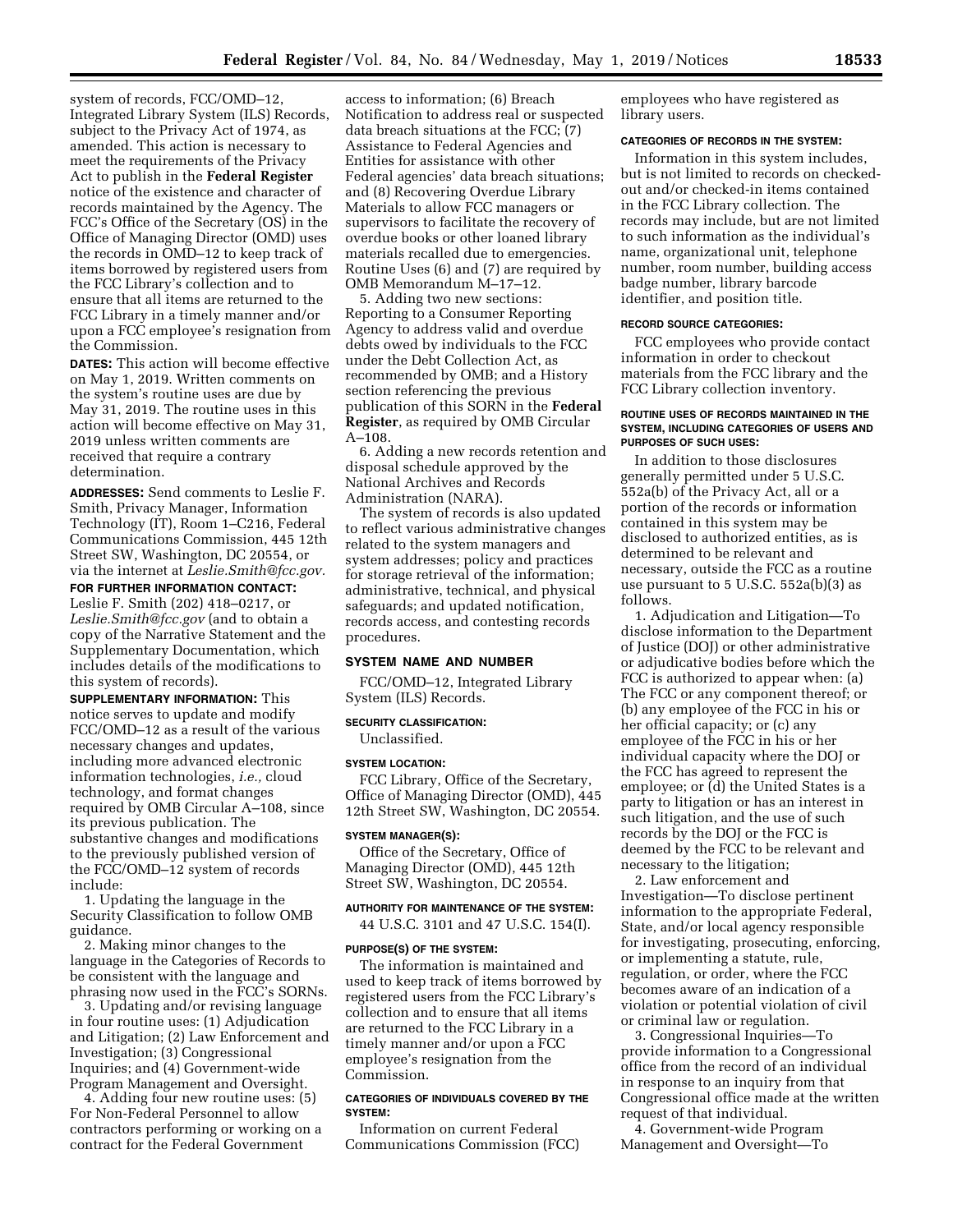system of records, FCC/OMD–12, Integrated Library System (ILS) Records, subject to the Privacy Act of 1974, as amended. This action is necessary to meet the requirements of the Privacy Act to publish in the **Federal Register** notice of the existence and character of records maintained by the Agency. The FCC's Office of the Secretary (OS) in the Office of Managing Director (OMD) uses the records in OMD–12 to keep track of items borrowed by registered users from the FCC Library's collection and to ensure that all items are returned to the FCC Library in a timely manner and/or upon a FCC employee's resignation from the Commission.

**DATES:** This action will become effective on May 1, 2019. Written comments on the system's routine uses are due by May 31, 2019. The routine uses in this action will become effective on May 31, 2019 unless written comments are received that require a contrary determination.

**ADDRESSES:** Send comments to Leslie F. Smith, Privacy Manager, Information Technology (IT), Room 1–C216, Federal Communications Commission, 445 12th Street SW, Washington, DC 20554, or via the internet at *Leslie.Smith@fcc.gov*.

**FOR FURTHER INFORMATION CONTACT:** Leslie F. Smith (202) 418–0217, or *Leslie.Smith@fcc.gov* (and to obtain a copy of the Narrative Statement and the Supplementary Documentation, which includes details of the modifications to this system of records).

**SUPPLEMENTARY INFORMATION:** This notice serves to update and modify FCC/OMD–12 as a result of the various necessary changes and updates, including more advanced electronic information technologies, *i.e.,* cloud technology, and format changes required by OMB Circular A–108, since its previous publication. The substantive changes and modifications to the previously published version of the FCC/OMD–12 system of records include:

1. Updating the language in the Security Classification to follow OMB guidance.

2. Making minor changes to the language in the Categories of Records to be consistent with the language and phrasing now used in the FCC's SORNs.

3. Updating and/or revising language in four routine uses: (1) Adjudication and Litigation; (2) Law Enforcement and Investigation; (3) Congressional Inquiries; and (4) Government-wide Program Management and Oversight.

4. Adding four new routine uses: (5) For Non-Federal Personnel to allow contractors performing or working on a contract for the Federal Government access to information; (6) Breach Notification to address real or suspected data breach situations at the FCC; (7) Assistance to Federal Agencies and Entities for assistance with other Federal agencies' data breach situations; and (8) Recovering Overdue Library Materials to allow FCC managers or supervisors to facilitate the recovery of overdue books or other loaned library materials recalled due to emergencies. Routine Uses (6) and (7) are required by OMB Memorandum M–17–12.

5. Adding two new sections: Reporting to a Consumer Reporting Agency to address valid and overdue debts owed by individuals to the FCC under the Debt Collection Act, as recommended by OMB; and a History section referencing the previous publication of this SORN in the **Federal Register**, as required by OMB Circular A–108.

6. Adding a new records retention and disposal schedule approved by the National Archives and Records Administration (NARA).

The system of records is also updated to reflect various administrative changes related to the system managers and system addresses; policy and practices for storage retrieval of the information; administrative, technical, and physical safeguards; and updated notification, records access, and contesting records procedures.

## SYSTEM NAME AND NUMBER

FCC/OMD–12, Integrated Library System (ILS) Records.

#### SECURITY CLASSIFICATION:

Unclassified.

#### SYSTEM LOCATION:

FCC Library, Office of the Secretary, Office of Managing Director (OMD), 445 12th Street SW, Washington, DC 20554.

#### SYSTEM MANAGER(S):

Office of the Secretary, Office of Managing Director (OMD), 445 12th Street SW, Washington, DC 20554.

#### AUTHORITY FOR MAINTENANCE OF THE SYSTEM:

44 U.S.C. 3101 and 47 U.S.C. 154(I).

#### PURPOSE(S) OF THE SYSTEM:

The information is maintained and used to keep track of items borrowed by registered users from the FCC Library's collection and to ensure that all items are returned to the FCC Library in a timely manner and/or upon a FCC employee's resignation from the Commission.

#### CATEGORIES OF INDIVIDUALS COVERED BY THE SYSTEM:

Information on current Federal Communications Commission (FCC) employees who have registered as library users.

#### CATEGORIES OF RECORDS IN THE SYSTEM:

Information in this system includes, but is not limited to records on checked-out and/or checked-in items contained in the FCC Library collection. The records may include, but are not limited to such information as the individual's name, organizational unit, telephone number, room number, building access badge number, library barcode identifier, and position title.

#### RECORD SOURCE CATEGORIES:

FCC employees who provide contact information in order to checkout materials from the FCC library and the FCC Library collection inventory.

#### ROUTINE USES OF RECORDS MAINTAINED IN THE SYSTEM, INCLUDING CATEGORIES OF USERS AND PURPOSES OF SUCH USES:

In addition to those disclosures generally permitted under 5 U.S.C. 552a(b) of the Privacy Act, all or a portion of the records or information contained in this system may be disclosed to authorized entities, as is determined to be relevant and necessary, outside the FCC as a routine use pursuant to 5 U.S.C. 552a(b)(3) as follows.

1. Adjudication and Litigation—To disclose information to the Department of Justice (DOJ) or other administrative or adjudicative bodies before which the FCC is authorized to appear when: (a) The FCC or any component thereof; or (b) any employee of the FCC in his or her official capacity; or (c) any employee of the FCC in his or her individual capacity where the DOJ or the FCC has agreed to represent the employee; or (d) the United States is a party to litigation or has an interest in such litigation, and the use of such records by the DOJ or the FCC is deemed by the FCC to be relevant and necessary to the litigation;

2. Law enforcement and Investigation—To disclose pertinent information to the appropriate Federal, State, and/or local agency responsible for investigating, prosecuting, enforcing, or implementing a statute, rule, regulation, or order, where the FCC becomes aware of an indication of a violation or potential violation of civil or criminal law or regulation.

3. Congressional Inquiries—To provide information to a Congressional office from the record of an individual in response to an inquiry from that Congressional office made at the written request of that individual.

4. Government-wide Program Management and Oversight—To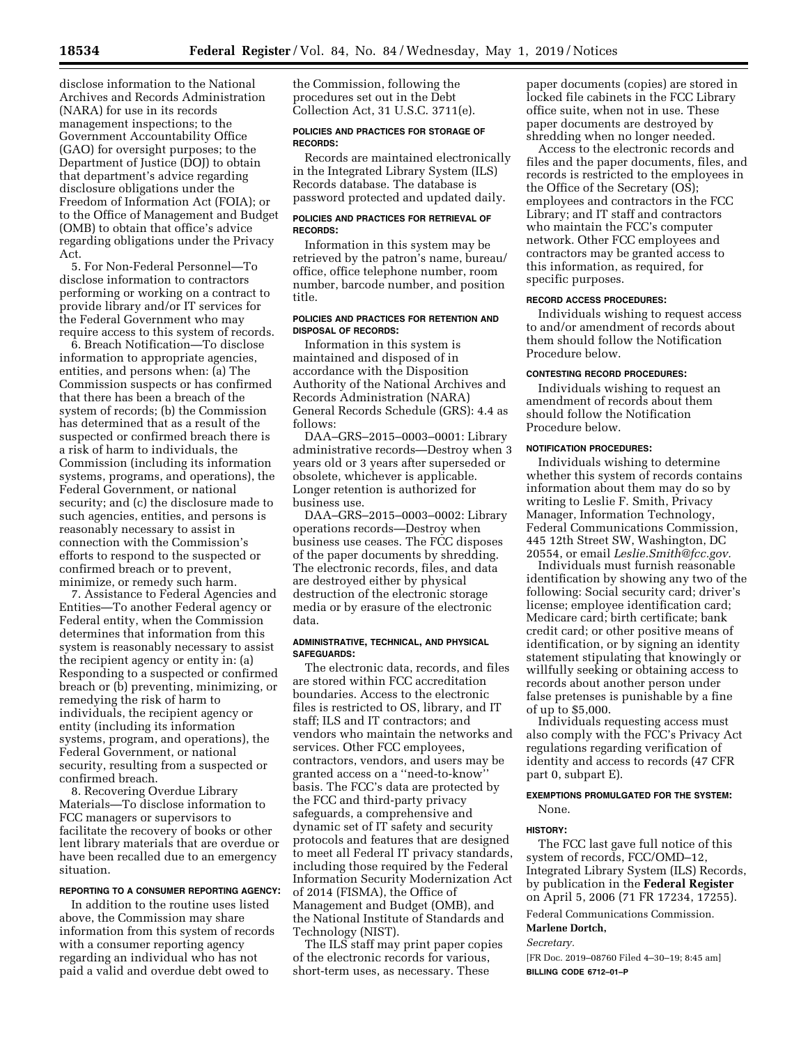disclose information to the National Archives and Records Administration (NARA) for use in its records management inspections; to the Government Accountability Office (GAO) for oversight purposes; to the Department of Justice (DOJ) to obtain that department's advice regarding disclosure obligations under the Freedom of Information Act (FOIA); or to the Office of Management and Budget (OMB) to obtain that office's advice regarding obligations under the Privacy Act.

5. For Non-Federal Personnel—To disclose information to contractors performing or working on a contract to provide library and/or IT services for the Federal Government who may require access to this system of records.

6. Breach Notification—To disclose information to appropriate agencies, entities, and persons when: (a) The Commission suspects or has confirmed that there has been a breach of the system of records; (b) the Commission has determined that as a result of the suspected or confirmed breach there is a risk of harm to individuals, the Commission (including its information systems, programs, and operations), the Federal Government, or national security; and (c) the disclosure made to such agencies, entities, and persons is reasonably necessary to assist in connection with the Commission's efforts to respond to the suspected or confirmed breach or to prevent, minimize, or remedy such harm.

7. Assistance to Federal Agencies and Entities—To another Federal agency or Federal entity, when the Commission determines that information from this system is reasonably necessary to assist the recipient agency or entity in: (a) Responding to a suspected or confirmed breach or (b) preventing, minimizing, or remedying the risk of harm to individuals, the recipient agency or entity (including its information systems, program, and operations), the Federal Government, or national security, resulting from a suspected or confirmed breach.

8. Recovering Overdue Library Materials—To disclose information to FCC managers or supervisors to facilitate the recovery of books or other lent library materials that are overdue or have been recalled due to an emergency situation.

#### REPORTING TO A CONSUMER REPORTING AGENCY:

In addition to the routine uses listed above, the Commission may share information from this system of records with a consumer reporting agency regarding an individual who has not paid a valid and overdue debt owed to the Commission, following the procedures set out in the Debt Collection Act, 31 U.S.C. 3711(e).

#### POLICIES AND PRACTICES FOR STORAGE OF RECORDS:

Records are maintained electronically in the Integrated Library System (ILS) Records database. The database is password protected and updated daily.

#### POLICIES AND PRACTICES FOR RETRIEVAL OF RECORDS:

Information in this system may be retrieved by the patron's name, bureau/office, office telephone number, room number, barcode number, and position title.

#### POLICIES AND PRACTICES FOR RETENTION AND DISPOSAL OF RECORDS:

Information in this system is maintained and disposed of in accordance with the Disposition Authority of the National Archives and Records Administration (NARA) General Records Schedule (GRS): 4.4 as follows:

DAA–GRS–2015–0003–0001: Library administrative records—Destroy when 3 years old or 3 years after superseded or obsolete, whichever is applicable. Longer retention is authorized for business use.

DAA–GRS–2015–0003–0002: Library operations records—Destroy when business use ceases. The FCC disposes of the paper documents by shredding. The electronic records, files, and data are destroyed either by physical destruction of the electronic storage media or by erasure of the electronic data.

#### ADMINISTRATIVE, TECHNICAL, AND PHYSICAL SAFEGUARDS:

The electronic data, records, and files are stored within FCC accreditation boundaries. Access to the electronic files is restricted to OS, library, and IT staff; ILS and IT contractors; and vendors who maintain the networks and services. Other FCC employees, contractors, vendors, and users may be granted access on a ''need-to-know'' basis. The FCC's data are protected by the FCC and third-party privacy safeguards, a comprehensive and dynamic set of IT safety and security protocols and features that are designed to meet all Federal IT privacy standards, including those required by the Federal Information Security Modernization Act of 2014 (FISMA), the Office of Management and Budget (OMB), and the National Institute of Standards and Technology (NIST).

The ILS staff may print paper copies of the electronic records for various, short-term uses, as necessary. These paper documents (copies) are stored in locked file cabinets in the FCC Library office suite, when not in use. These paper documents are destroyed by shredding when no longer needed.

Access to the electronic records and files and the paper documents, files, and records is restricted to the employees in the Office of the Secretary (OS); employees and contractors in the FCC Library; and IT staff and contractors who maintain the FCC's computer network. Other FCC employees and contractors may be granted access to this information, as required, for specific purposes.

#### RECORD ACCESS PROCEDURES:

Individuals wishing to request access to and/or amendment of records about them should follow the Notification Procedure below.

#### CONTESTING RECORD PROCEDURES:

Individuals wishing to request an amendment of records about them should follow the Notification Procedure below.

#### NOTIFICATION PROCEDURES:

Individuals wishing to determine whether this system of records contains information about them may do so by writing to Leslie F. Smith, Privacy Manager, Information Technology, Federal Communications Commission, 445 12th Street SW, Washington, DC 20554, or email *Leslie.Smith@fcc.gov.*

Individuals must furnish reasonable identification by showing any two of the following: Social security card; driver's license; employee identification card; Medicare card; birth certificate; bank credit card; or other positive means of identification, or by signing an identity statement stipulating that knowingly or willfully seeking or obtaining access to records about another person under false pretenses is punishable by a fine of up to $5,000.

Individuals requesting access must also comply with the FCC's Privacy Act regulations regarding verification of identity and access to records (47 CFR part 0, subpart E).

#### EXEMPTIONS PROMULGATED FOR THE SYSTEM:

None.

#### HISTORY:

The FCC last gave full notice of this system of records, FCC/OMD–12, Integrated Library System (ILS) Records, by publication in the **Federal Register** on April 5, 2006 (71 FR 17234, 17255).

Federal Communications Commission.

**Marlene Dortch,**

*Secretary.*

[FR Doc. 2019–08760 Filed 4–30–19; 8:45 am]

**BILLING CODE 6712–01–P**